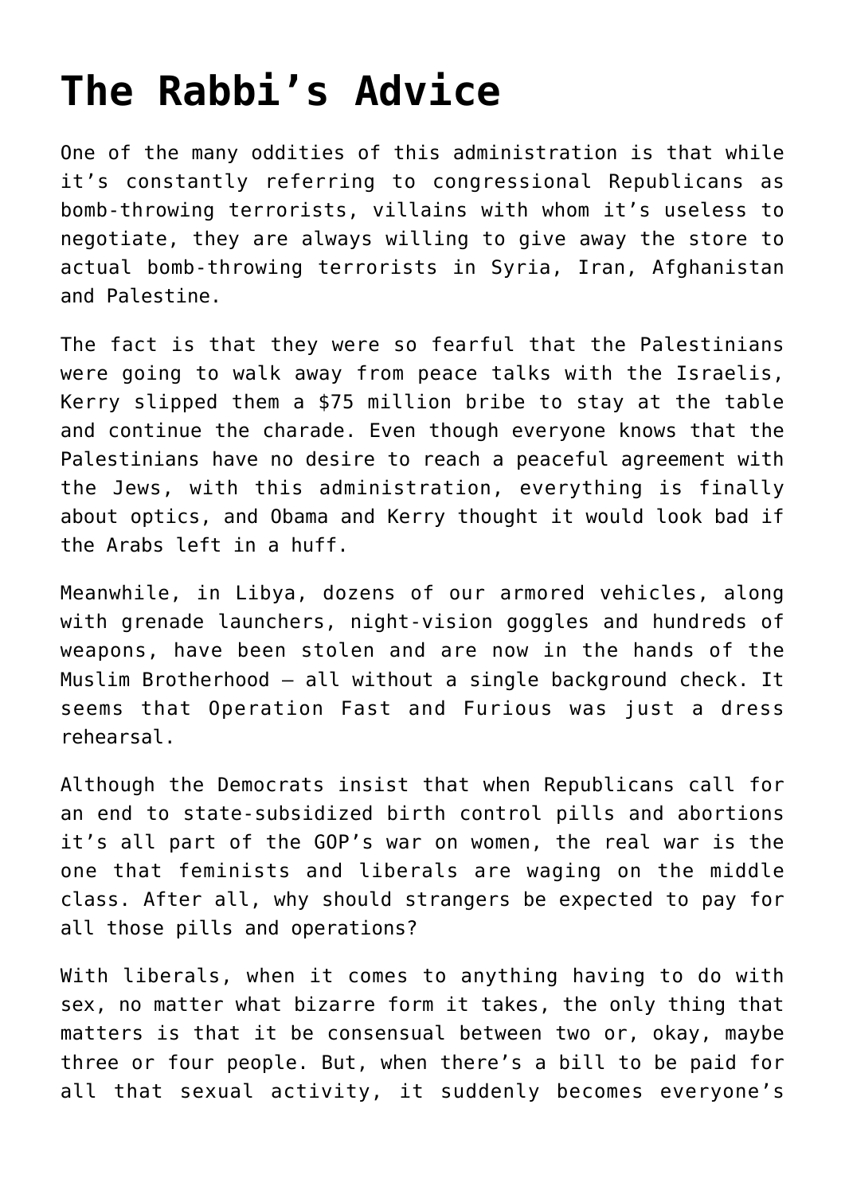# The Rabbi's Advice

One of the many oddities of this administration is that while it's constantly referring to congressional Republicans as bomb-throwing terrorists, villains with whom it's useless to negotiate, they are always willing to give away the store to actual bomb-throwing terrorists in Syria, Iran, Afghanistan and Palestine.

The fact is that they were so fearful that the Palestinians were going to walk away from peace talks with the Israelis, Kerry slipped them a $75 million bribe to stay at the table and continue the charade. Even though everyone knows that the Palestinians have no desire to reach a peaceful agreement with the Jews, with this administration, everything is finally about optics, and Obama and Kerry thought it would look bad if the Arabs left in a huff.

Meanwhile, in Libya, dozens of our armored vehicles, along with grenade launchers, night-vision goggles and hundreds of weapons, have been stolen and are now in the hands of the Muslim Brotherhood – all without a single background check. It seems that Operation Fast and Furious was just a dress rehearsal.

Although the Democrats insist that when Republicans call for an end to state-subsidized birth control pills and abortions it's all part of the GOP's war on women, the real war is the one that feminists and liberals are waging on the middle class. After all, why should strangers be expected to pay for all those pills and operations?

With liberals, when it comes to anything having to do with sex, no matter what bizarre form it takes, the only thing that matters is that it be consensual between two or, okay, maybe three or four people. But, when there's a bill to be paid for all that sexual activity, it suddenly becomes everyone's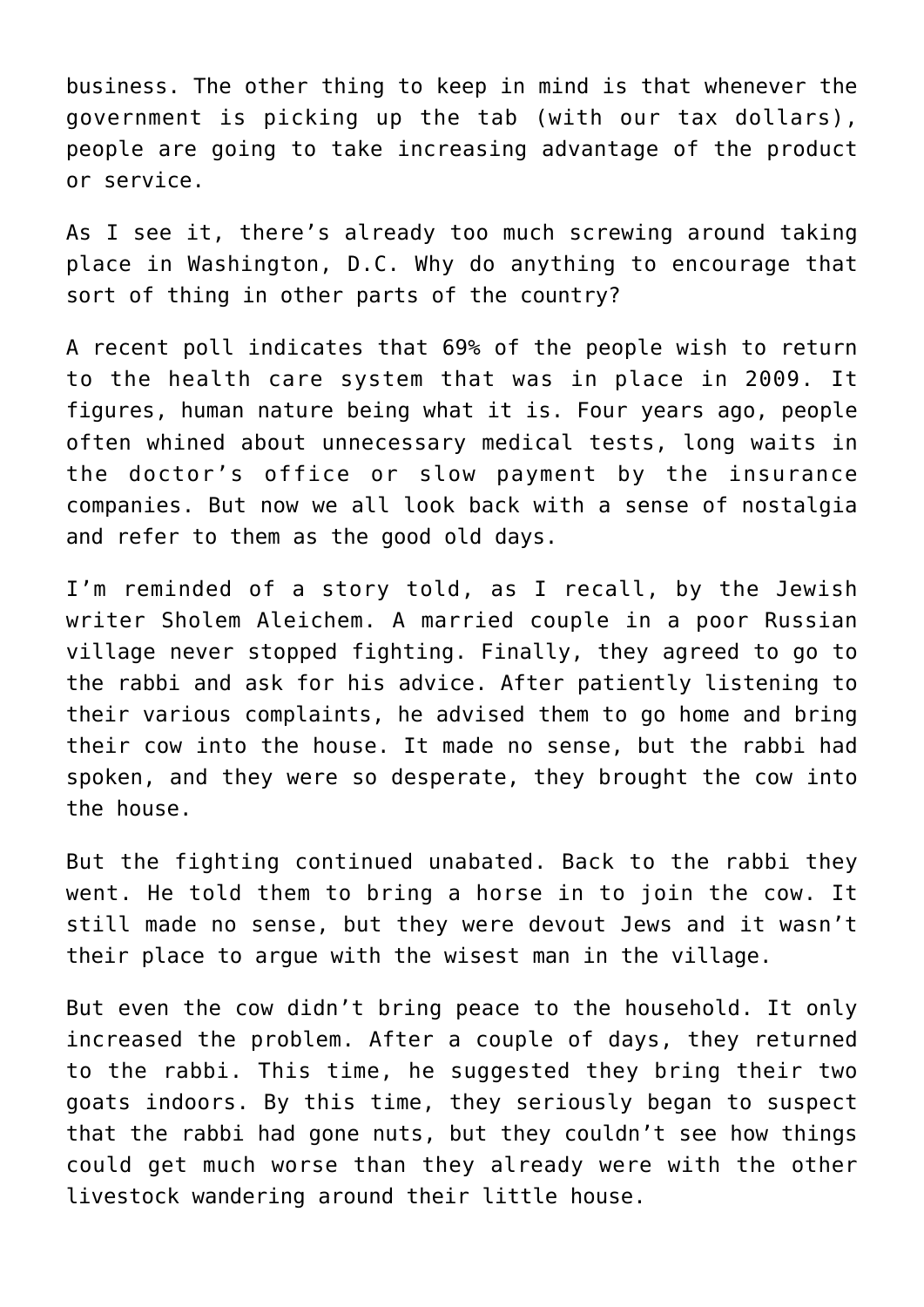business. The other thing to keep in mind is that whenever the government is picking up the tab (with our tax dollars), people are going to take increasing advantage of the product or service.

As I see it, there's already too much screwing around taking place in Washington, D.C. Why do anything to encourage that sort of thing in other parts of the country?

A recent poll indicates that 69% of the people wish to return to the health care system that was in place in 2009. It figures, human nature being what it is. Four years ago, people often whined about unnecessary medical tests, long waits in the doctor's office or slow payment by the insurance companies. But now we all look back with a sense of nostalgia and refer to them as the good old days.

I'm reminded of a story told, as I recall, by the Jewish writer Sholem Aleichem. A married couple in a poor Russian village never stopped fighting. Finally, they agreed to go to the rabbi and ask for his advice. After patiently listening to their various complaints, he advised them to go home and bring their cow into the house. It made no sense, but the rabbi had spoken, and they were so desperate, they brought the cow into the house.

But the fighting continued unabated. Back to the rabbi they went. He told them to bring a horse in to join the cow. It still made no sense, but they were devout Jews and it wasn't their place to argue with the wisest man in the village.

But even the cow didn't bring peace to the household. It only increased the problem. After a couple of days, they returned to the rabbi. This time, he suggested they bring their two goats indoors. By this time, they seriously began to suspect that the rabbi had gone nuts, but they couldn't see how things could get much worse than they already were with the other livestock wandering around their little house.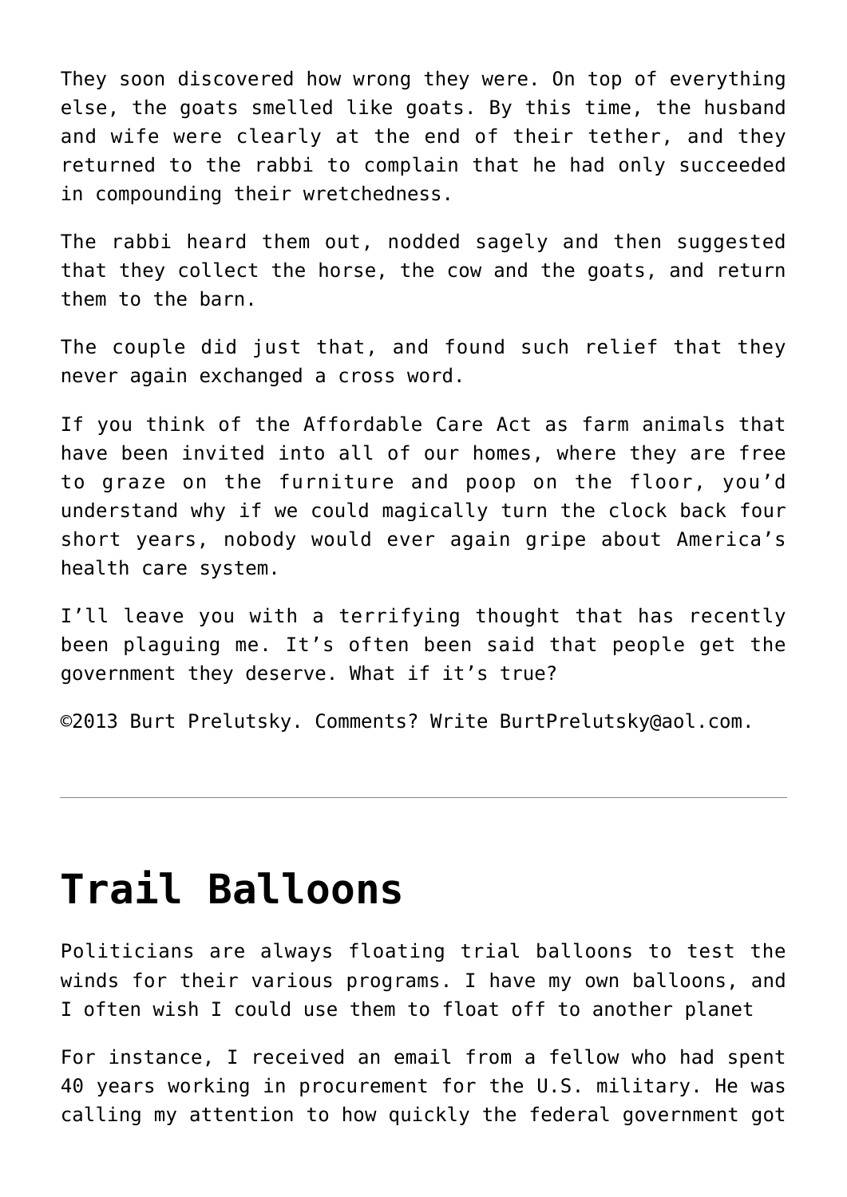They soon discovered how wrong they were. On top of everything else, the goats smelled like goats. By this time, the husband and wife were clearly at the end of their tether, and they returned to the rabbi to complain that he had only succeeded in compounding their wretchedness.

The rabbi heard them out, nodded sagely and then suggested that they collect the horse, the cow and the goats, and return them to the barn.

The couple did just that, and found such relief that they never again exchanged a cross word.

If you think of the Affordable Care Act as farm animals that have been invited into all of our homes, where they are free to graze on the furniture and poop on the floor, you'd understand why if we could magically turn the clock back four short years, nobody would ever again gripe about America's health care system.

I'll leave you with a terrifying thought that has recently been plaguing me. It's often been said that people get the government they deserve. What if it's true?

©2013 Burt Prelutsky. Comments? Write BurtPrelutsky@aol.com.

---

# Trail Balloons

Politicians are always floating trial balloons to test the winds for their various programs. I have my own balloons, and I often wish I could use them to float off to another planet

For instance, I received an email from a fellow who had spent 40 years working in procurement for the U.S. military. He was calling my attention to how quickly the federal government got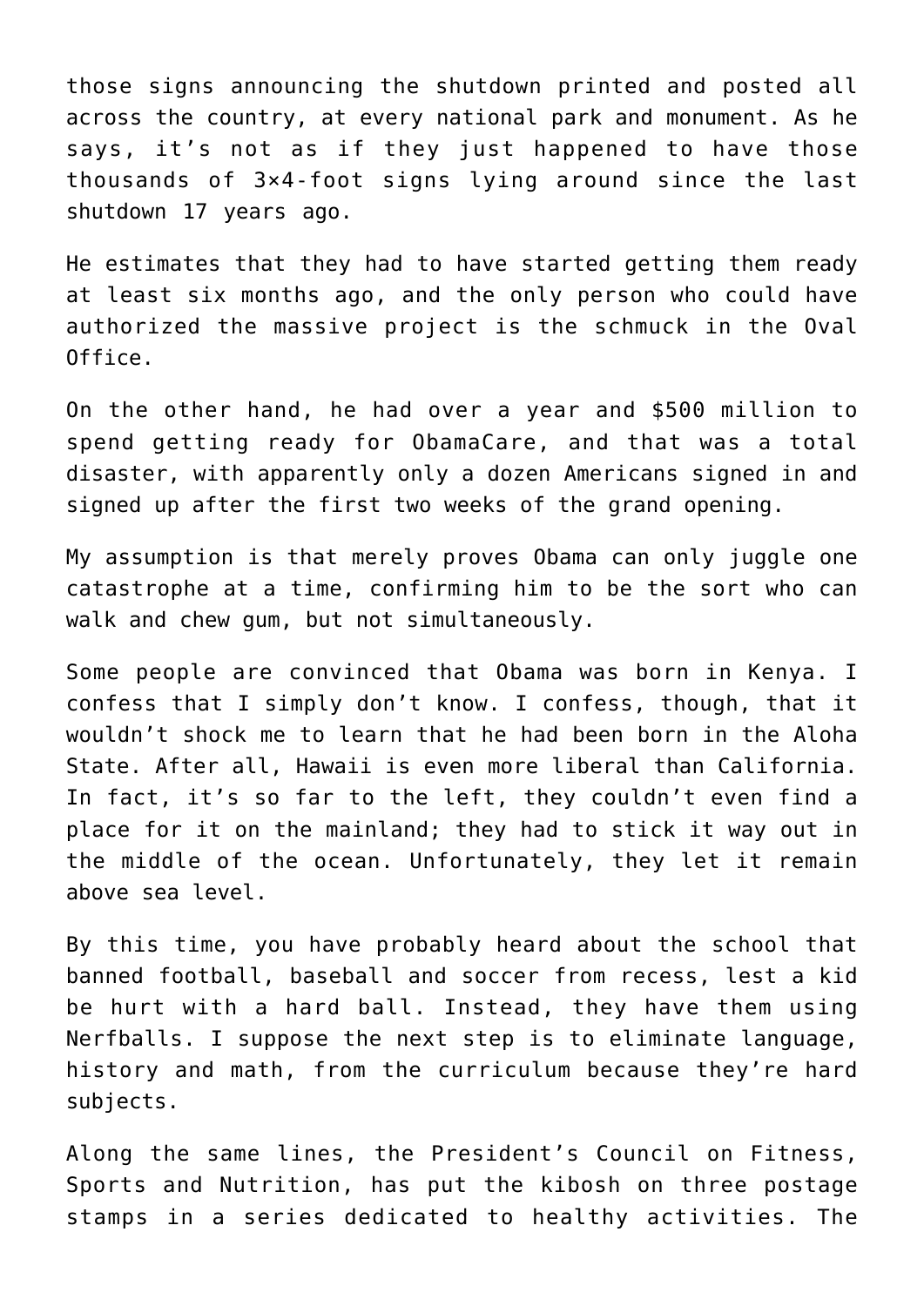those signs announcing the shutdown printed and posted all across the country, at every national park and monument. As he says, it's not as if they just happened to have those thousands of 3×4-foot signs lying around since the last shutdown 17 years ago.

He estimates that they had to have started getting them ready at least six months ago, and the only person who could have authorized the massive project is the schmuck in the Oval Office.

On the other hand, he had over a year and $500 million to spend getting ready for ObamaCare, and that was a total disaster, with apparently only a dozen Americans signed in and signed up after the first two weeks of the grand opening.

My assumption is that merely proves Obama can only juggle one catastrophe at a time, confirming him to be the sort who can walk and chew gum, but not simultaneously.

Some people are convinced that Obama was born in Kenya. I confess that I simply don't know. I confess, though, that it wouldn't shock me to learn that he had been born in the Aloha State. After all, Hawaii is even more liberal than California. In fact, it's so far to the left, they couldn't even find a place for it on the mainland; they had to stick it way out in the middle of the ocean. Unfortunately, they let it remain above sea level.

By this time, you have probably heard about the school that banned football, baseball and soccer from recess, lest a kid be hurt with a hard ball. Instead, they have them using Nerfballs. I suppose the next step is to eliminate language, history and math, from the curriculum because they're hard subjects.

Along the same lines, the President's Council on Fitness, Sports and Nutrition, has put the kibosh on three postage stamps in a series dedicated to healthy activities. The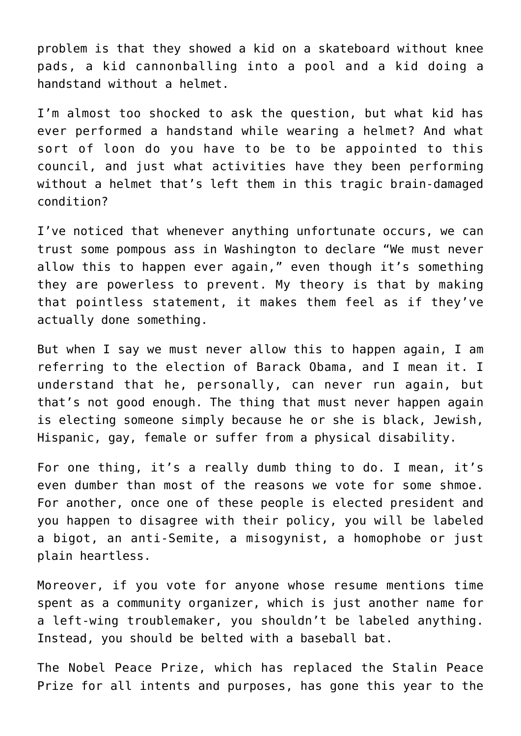problem is that they showed a kid on a skateboard without knee pads, a kid cannonballing into a pool and a kid doing a handstand without a helmet.

I'm almost too shocked to ask the question, but what kid has ever performed a handstand while wearing a helmet? And what sort of loon do you have to be to be appointed to this council, and just what activities have they been performing without a helmet that's left them in this tragic brain-damaged condition?

I've noticed that whenever anything unfortunate occurs, we can trust some pompous ass in Washington to declare "We must never allow this to happen ever again," even though it's something they are powerless to prevent. My theory is that by making that pointless statement, it makes them feel as if they've actually done something.

But when I say we must never allow this to happen again, I am referring to the election of Barack Obama, and I mean it. I understand that he, personally, can never run again, but that's not good enough. The thing that must never happen again is electing someone simply because he or she is black, Jewish, Hispanic, gay, female or suffer from a physical disability.

For one thing, it's a really dumb thing to do. I mean, it's even dumber than most of the reasons we vote for some shmoe. For another, once one of these people is elected president and you happen to disagree with their policy, you will be labeled a bigot, an anti-Semite, a misogynist, a homophobe or just plain heartless.

Moreover, if you vote for anyone whose resume mentions time spent as a community organizer, which is just another name for a left-wing troublemaker, you shouldn't be labeled anything. Instead, you should be belted with a baseball bat.

The Nobel Peace Prize, which has replaced the Stalin Peace Prize for all intents and purposes, has gone this year to the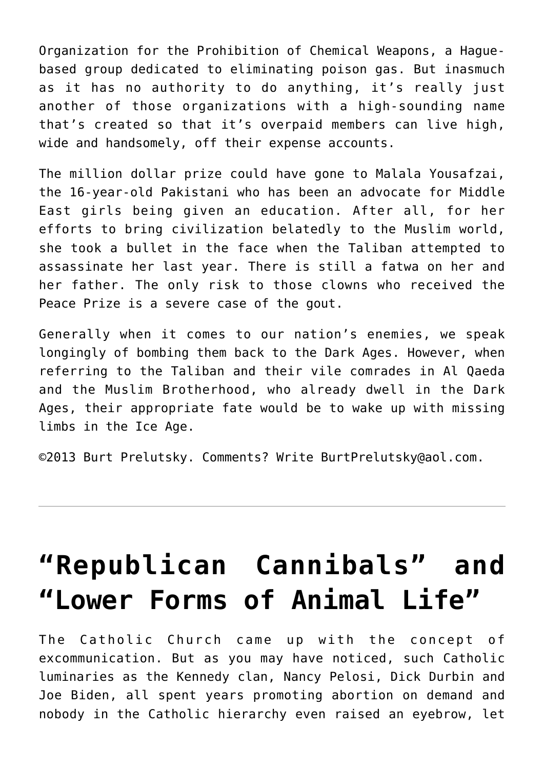Organization for the Prohibition of Chemical Weapons, a Hague-based group dedicated to eliminating poison gas. But inasmuch as it has no authority to do anything, it's really just another of those organizations with a high-sounding name that's created so that it's overpaid members can live high, wide and handsomely, off their expense accounts.

The million dollar prize could have gone to Malala Yousafzai, the 16-year-old Pakistani who has been an advocate for Middle East girls being given an education. After all, for her efforts to bring civilization belatedly to the Muslim world, she took a bullet in the face when the Taliban attempted to assassinate her last year. There is still a fatwa on her and her father. The only risk to those clowns who received the Peace Prize is a severe case of the gout.

Generally when it comes to our nation's enemies, we speak longingly of bombing them back to the Dark Ages. However, when referring to the Taliban and their vile comrades in Al Qaeda and the Muslim Brotherhood, who already dwell in the Dark Ages, their appropriate fate would be to wake up with missing limbs in the Ice Age.

©2013 Burt Prelutsky. Comments? Write BurtPrelutsky@aol.com.

---

# "Republican Cannibals" and "Lower Forms of Animal Life"

The Catholic Church came up with the concept of excommunication. But as you may have noticed, such Catholic luminaries as the Kennedy clan, Nancy Pelosi, Dick Durbin and Joe Biden, all spent years promoting abortion on demand and nobody in the Catholic hierarchy even raised an eyebrow, let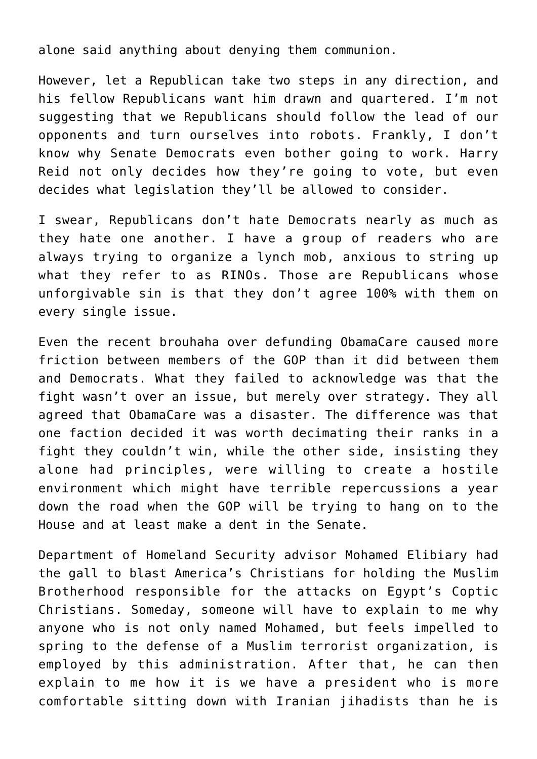alone said anything about denying them communion.

However, let a Republican take two steps in any direction, and his fellow Republicans want him drawn and quartered. I'm not suggesting that we Republicans should follow the lead of our opponents and turn ourselves into robots. Frankly, I don't know why Senate Democrats even bother going to work. Harry Reid not only decides how they're going to vote, but even decides what legislation they'll be allowed to consider.

I swear, Republicans don't hate Democrats nearly as much as they hate one another. I have a group of readers who are always trying to organize a lynch mob, anxious to string up what they refer to as RINOs. Those are Republicans whose unforgivable sin is that they don't agree 100% with them on every single issue.

Even the recent brouhaha over defunding ObamaCare caused more friction between members of the GOP than it did between them and Democrats. What they failed to acknowledge was that the fight wasn't over an issue, but merely over strategy. They all agreed that ObamaCare was a disaster. The difference was that one faction decided it was worth decimating their ranks in a fight they couldn't win, while the other side, insisting they alone had principles, were willing to create a hostile environment which might have terrible repercussions a year down the road when the GOP will be trying to hang on to the House and at least make a dent in the Senate.

Department of Homeland Security advisor Mohamed Elibiary had the gall to blast America's Christians for holding the Muslim Brotherhood responsible for the attacks on Egypt's Coptic Christians. Someday, someone will have to explain to me why anyone who is not only named Mohamed, but feels impelled to spring to the defense of a Muslim terrorist organization, is employed by this administration. After that, he can then explain to me how it is we have a president who is more comfortable sitting down with Iranian jihadists than he is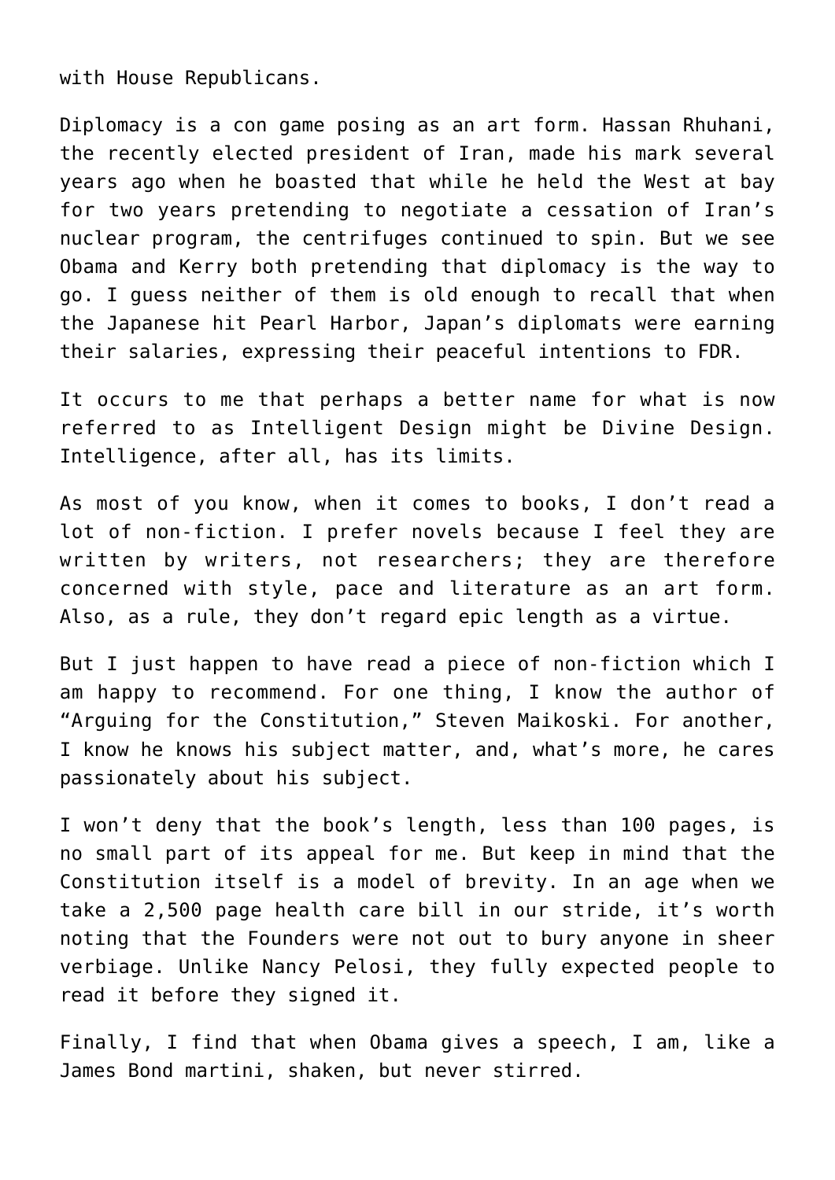with House Republicans.

Diplomacy is a con game posing as an art form. Hassan Rhuhani, the recently elected president of Iran, made his mark several years ago when he boasted that while he held the West at bay for two years pretending to negotiate a cessation of Iran's nuclear program, the centrifuges continued to spin. But we see Obama and Kerry both pretending that diplomacy is the way to go. I guess neither of them is old enough to recall that when the Japanese hit Pearl Harbor, Japan's diplomats were earning their salaries, expressing their peaceful intentions to FDR.

It occurs to me that perhaps a better name for what is now referred to as Intelligent Design might be Divine Design. Intelligence, after all, has its limits.

As most of you know, when it comes to books, I don't read a lot of non-fiction. I prefer novels because I feel they are written by writers, not researchers; they are therefore concerned with style, pace and literature as an art form. Also, as a rule, they don't regard epic length as a virtue.

But I just happen to have read a piece of non-fiction which I am happy to recommend. For one thing, I know the author of "Arguing for the Constitution," Steven Maikoski. For another, I know he knows his subject matter, and, what's more, he cares passionately about his subject.

I won't deny that the book's length, less than 100 pages, is no small part of its appeal for me. But keep in mind that the Constitution itself is a model of brevity. In an age when we take a 2,500 page health care bill in our stride, it's worth noting that the Founders were not out to bury anyone in sheer verbiage. Unlike Nancy Pelosi, they fully expected people to read it before they signed it.

Finally, I find that when Obama gives a speech, I am, like a James Bond martini, shaken, but never stirred.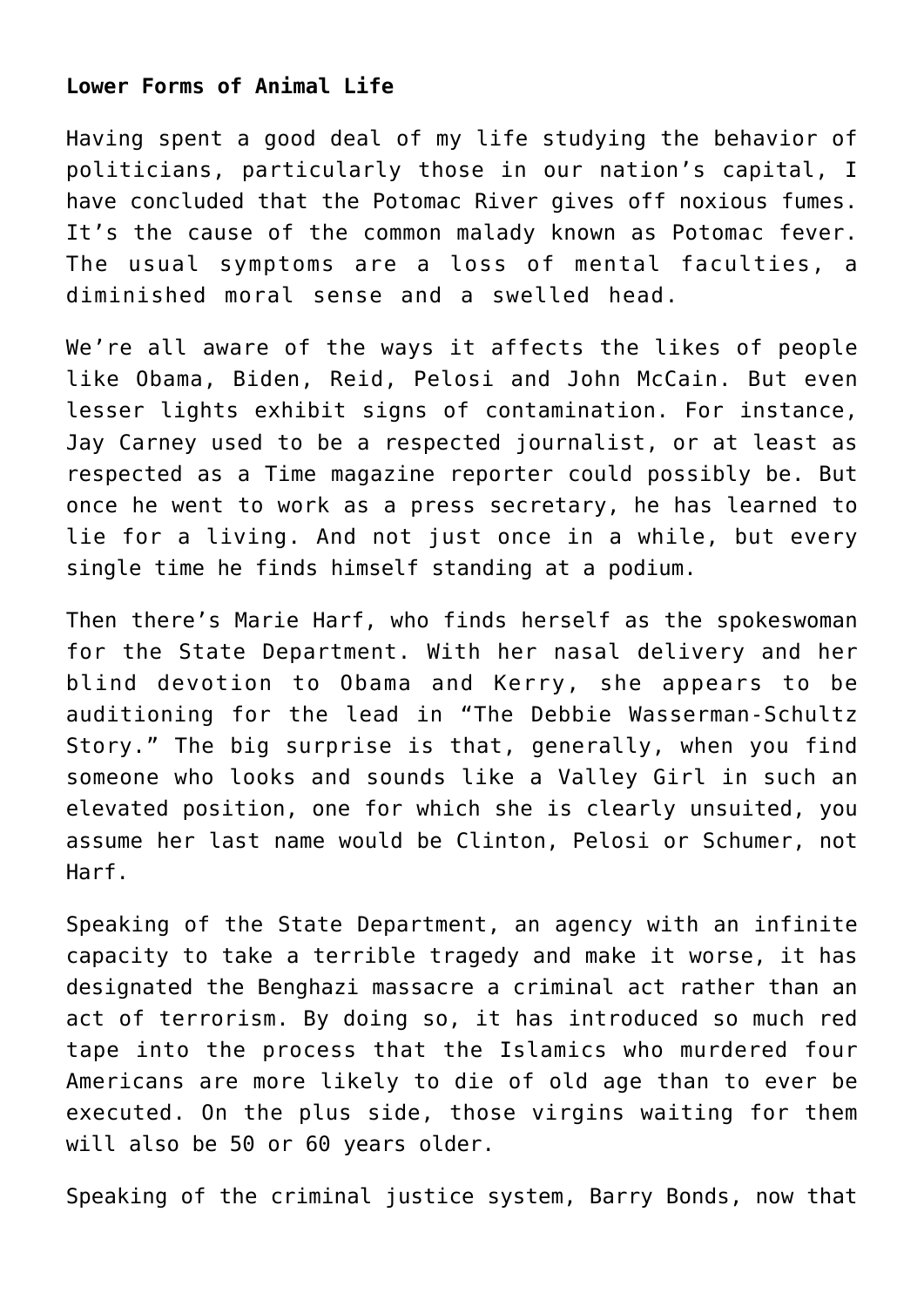**Lower Forms of Animal Life**

Having spent a good deal of my life studying the behavior of politicians, particularly those in our nation's capital, I have concluded that the Potomac River gives off noxious fumes. It's the cause of the common malady known as Potomac fever. The usual symptoms are a loss of mental faculties, a diminished moral sense and a swelled head.

We're all aware of the ways it affects the likes of people like Obama, Biden, Reid, Pelosi and John McCain. But even lesser lights exhibit signs of contamination. For instance, Jay Carney used to be a respected journalist, or at least as respected as a Time magazine reporter could possibly be. But once he went to work as a press secretary, he has learned to lie for a living. And not just once in a while, but every single time he finds himself standing at a podium.

Then there's Marie Harf, who finds herself as the spokeswoman for the State Department. With her nasal delivery and her blind devotion to Obama and Kerry, she appears to be auditioning for the lead in "The Debbie Wasserman-Schultz Story." The big surprise is that, generally, when you find someone who looks and sounds like a Valley Girl in such an elevated position, one for which she is clearly unsuited, you assume her last name would be Clinton, Pelosi or Schumer, not Harf.

Speaking of the State Department, an agency with an infinite capacity to take a terrible tragedy and make it worse, it has designated the Benghazi massacre a criminal act rather than an act of terrorism. By doing so, it has introduced so much red tape into the process that the Islamics who murdered four Americans are more likely to die of old age than to ever be executed. On the plus side, those virgins waiting for them will also be 50 or 60 years older.

Speaking of the criminal justice system, Barry Bonds, now that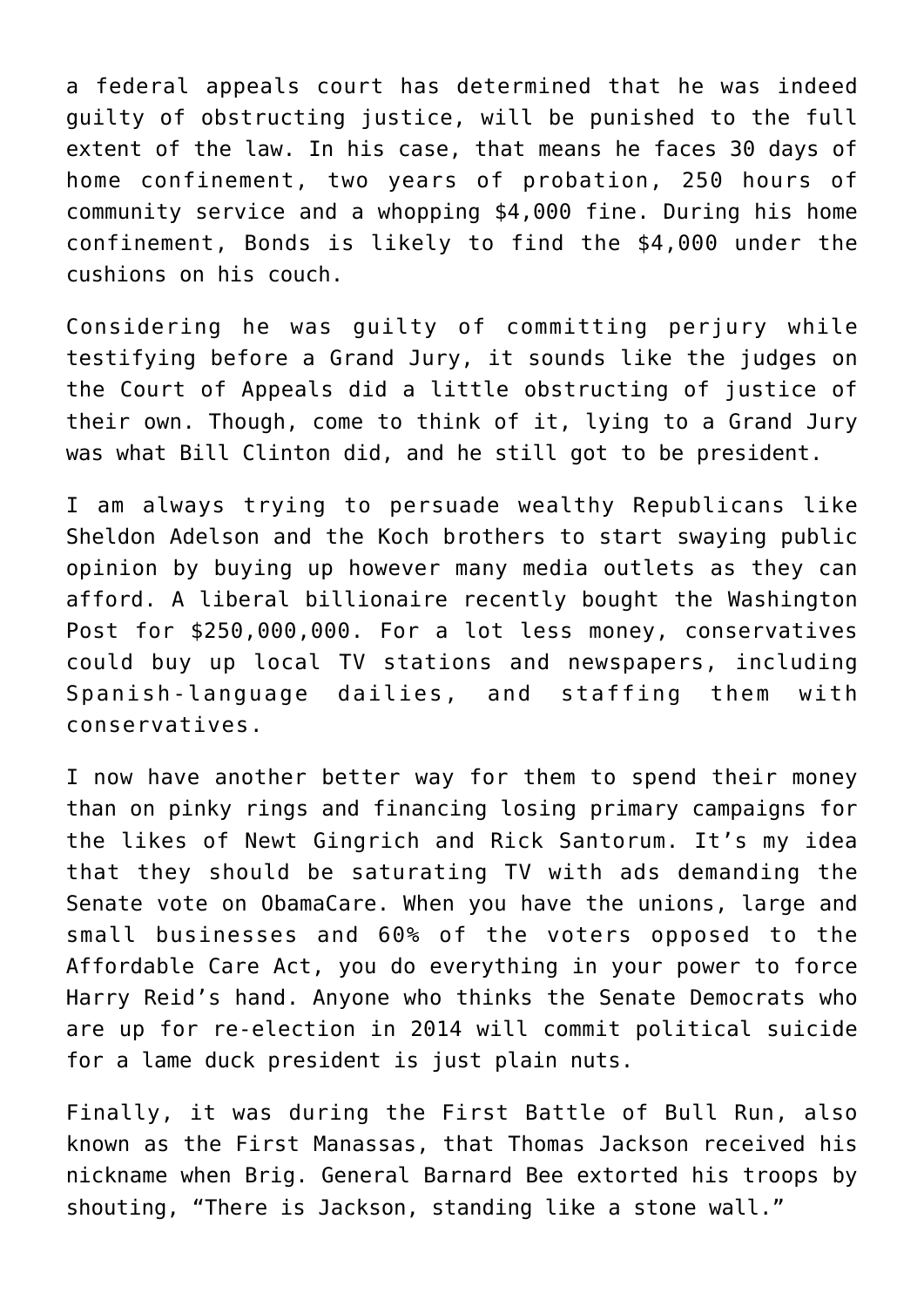a federal appeals court has determined that he was indeed guilty of obstructing justice, will be punished to the full extent of the law. In his case, that means he faces 30 days of home confinement, two years of probation, 250 hours of community service and a whopping $4,000 fine. During his home confinement, Bonds is likely to find the $4,000 under the cushions on his couch.

Considering he was guilty of committing perjury while testifying before a Grand Jury, it sounds like the judges on the Court of Appeals did a little obstructing of justice of their own. Though, come to think of it, lying to a Grand Jury was what Bill Clinton did, and he still got to be president.

I am always trying to persuade wealthy Republicans like Sheldon Adelson and the Koch brothers to start swaying public opinion by buying up however many media outlets as they can afford. A liberal billionaire recently bought the Washington Post for $250,000,000. For a lot less money, conservatives could buy up local TV stations and newspapers, including Spanish-language dailies, and staffing them with conservatives.

I now have another better way for them to spend their money than on pinky rings and financing losing primary campaigns for the likes of Newt Gingrich and Rick Santorum. It's my idea that they should be saturating TV with ads demanding the Senate vote on ObamaCare. When you have the unions, large and small businesses and 60% of the voters opposed to the Affordable Care Act, you do everything in your power to force Harry Reid's hand. Anyone who thinks the Senate Democrats who are up for re-election in 2014 will commit political suicide for a lame duck president is just plain nuts.

Finally, it was during the First Battle of Bull Run, also known as the First Manassas, that Thomas Jackson received his nickname when Brig. General Barnard Bee extorted his troops by shouting, "There is Jackson, standing like a stone wall."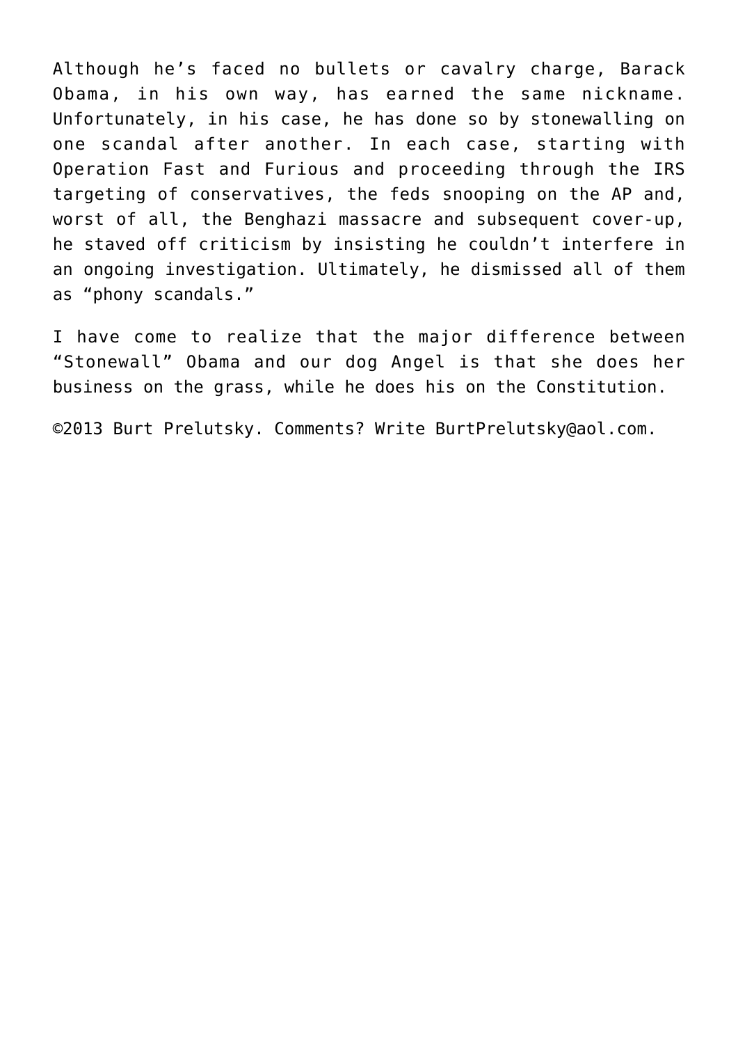Although he’s faced no bullets or cavalry charge, Barack Obama, in his own way, has earned the same nickname. Unfortunately, in his case, he has done so by stonewalling on one scandal after another. In each case, starting with Operation Fast and Furious and proceeding through the IRS targeting of conservatives, the feds snooping on the AP and, worst of all, the Benghazi massacre and subsequent cover-up, he staved off criticism by insisting he couldn’t interfere in an ongoing investigation. Ultimately, he dismissed all of them as “phony scandals.”

I have come to realize that the major difference between “Stonewall” Obama and our dog Angel is that she does her business on the grass, while he does his on the Constitution.

©2013 Burt Prelutsky. Comments? Write BurtPrelutsky@aol.com.